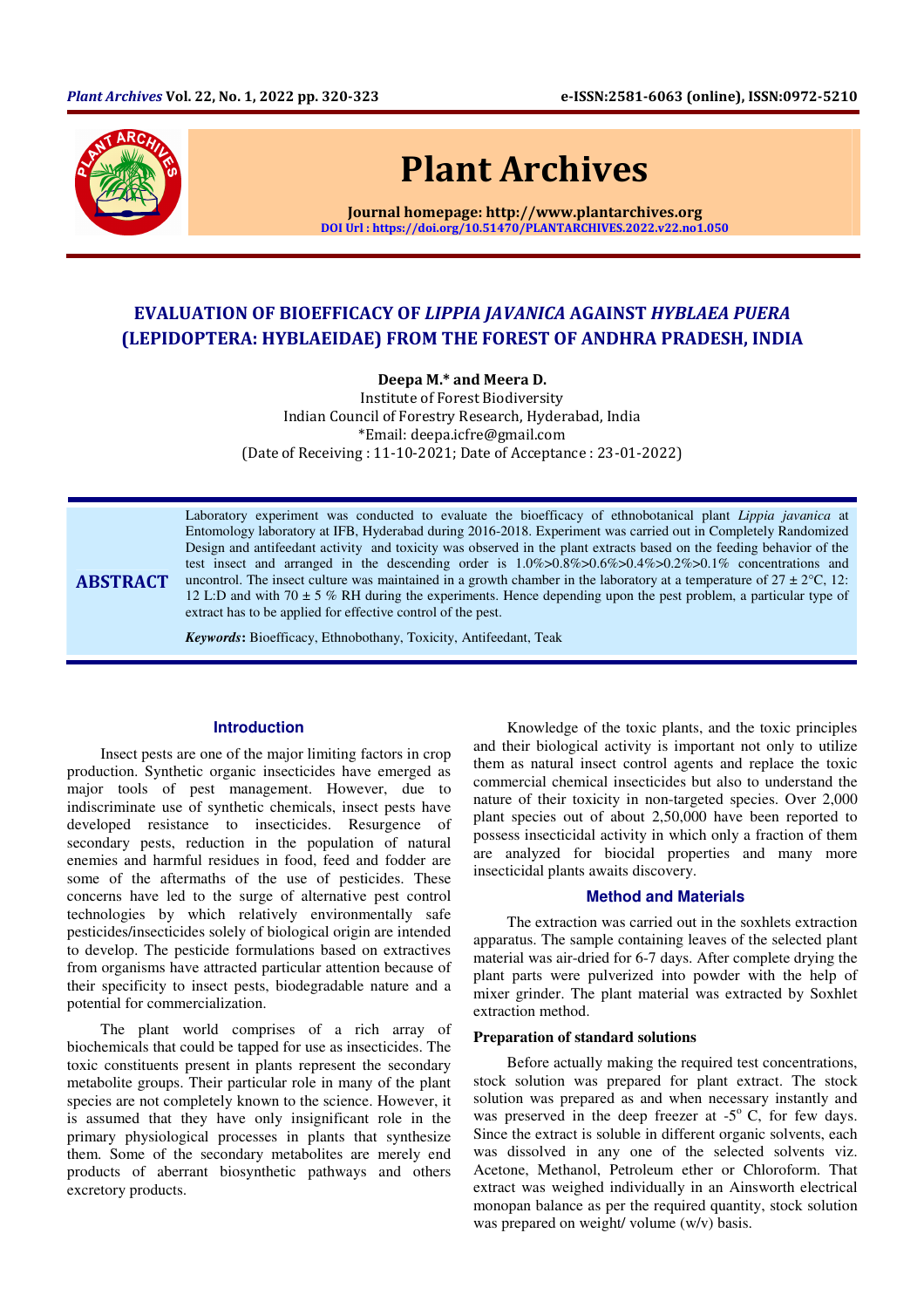# EVALUATION OF BIOEFFICACY OF *LIPPIA JAVANICA* AGAINST *HYBLAEA PUERA* (LEPIDOPTERA: HYBLAEIDAE) FROM THE FOREST OF ANDHRA PRADESH, INDIA

**Deepa M.* and Meera D.**

Institute of Forest Biodiversity
Indian Council of Forestry Research, Hyderabad, India
*Email: deepa.icfre@gmail.com
(Date of Receiving : 11-10-2021; Date of Acceptance : 23-01-2022)

## ABSTRACT

Laboratory experiment was conducted to evaluate the bioefficacy of ethnobotanical plant *Lippia javanica* at Entomology laboratory at IFB, Hyderabad during 2016-2018. Experiment was carried out in Completely Randomized Design and antifeedant activity and toxicity was observed in the plant extracts based on the feeding behavior of the test insect and arranged in the descending order is 1.0%>0.8%>0.6%>0.4%>0.2%>0.1% concentrations and uncontrol. The insect culture was maintained in a growth chamber in the laboratory at a temperature of 27 ± 2°C, 12: 12 L:D and with 70 ± 5 % RH during the experiments. Hence depending upon the pest problem, a particular type of extract has to be applied for effective control of the pest.

***Keywords*:** Bioefficacy, Ethnobothany, Toxicity, Antifeedant, Teak

## Introduction

Insect pests are one of the major limiting factors in crop production. Synthetic organic insecticides have emerged as major tools of pest management. However, due to indiscriminate use of synthetic chemicals, insect pests have developed resistance to insecticides. Resurgence of secondary pests, reduction in the population of natural enemies and harmful residues in food, feed and fodder are some of the aftermaths of the use of pesticides. These concerns have led to the surge of alternative pest control technologies by which relatively environmentally safe pesticides/insecticides solely of biological origin are intended to develop. The pesticide formulations based on extractives from organisms have attracted particular attention because of their specificity to insect pests, biodegradable nature and a potential for commercialization.

The plant world comprises of a rich array of biochemicals that could be tapped for use as insecticides. The toxic constituents present in plants represent the secondary metabolite groups. Their particular role in many of the plant species are not completely known to the science. However, it is assumed that they have only insignificant role in the primary physiological processes in plants that synthesize them. Some of the secondary metabolites are merely end products of aberrant biosynthetic pathways and others excretory products.

Knowledge of the toxic plants, and the toxic principles and their biological activity is important not only to utilize them as natural insect control agents and replace the toxic commercial chemical insecticides but also to understand the nature of their toxicity in non-targeted species. Over 2,000 plant species out of about 2,50,000 have been reported to possess insecticidal activity in which only a fraction of them are analyzed for biocidal properties and many more insecticidal plants awaits discovery.

## Method and Materials

The extraction was carried out in the soxhlets extraction apparatus. The sample containing leaves of the selected plant material was air-dried for 6-7 days. After complete drying the plant parts were pulverized into powder with the help of mixer grinder. The plant material was extracted by Soxhlet extraction method.

### Preparation of standard solutions

Before actually making the required test concentrations, stock solution was prepared for plant extract. The stock solution was prepared as and when necessary instantly and was preserved in the deep freezer at -5° C, for few days. Since the extract is soluble in different organic solvents, each was dissolved in any one of the selected solvents viz. Acetone, Methanol, Petroleum ether or Chloroform. That extract was weighed individually in an Ainsworth electrical monopan balance as per the required quantity, stock solution was prepared on weight/ volume (w/v) basis.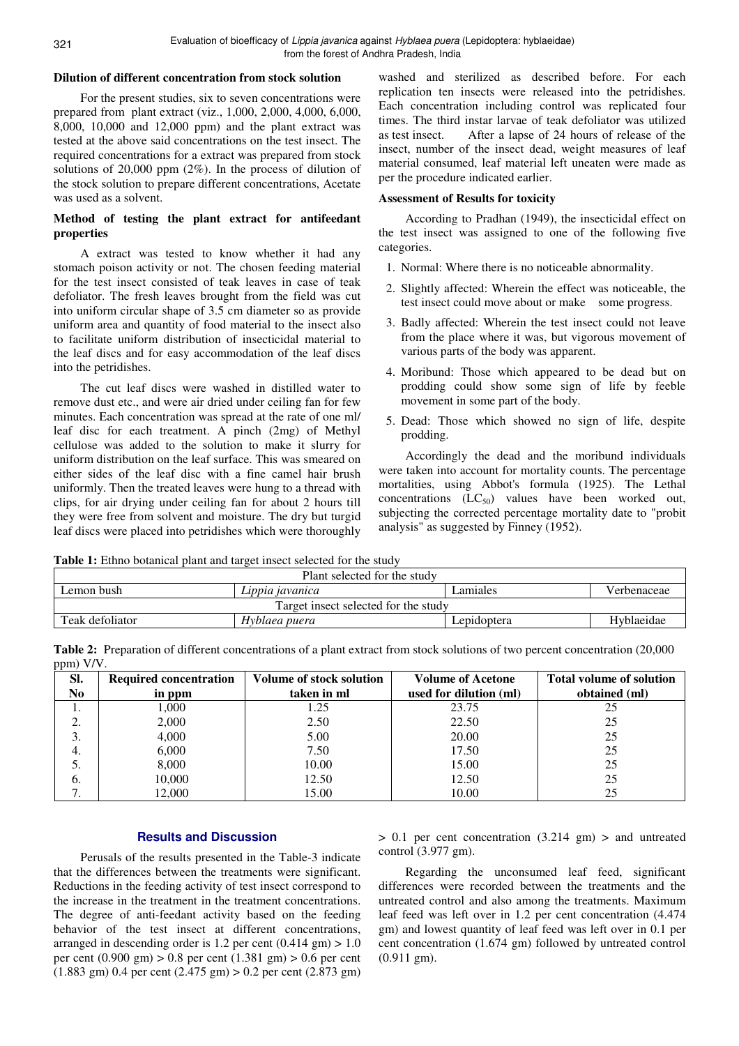### Dilution of different concentration from stock solution

For the present studies, six to seven concentrations were prepared from plant extract (viz., 1,000, 2,000, 4,000, 6,000, 8,000, 10,000 and 12,000 ppm) and the plant extract was tested at the above said concentrations on the test insect. The required concentrations for a extract was prepared from stock solutions of 20,000 ppm (2%). In the process of dilution of the stock solution to prepare different concentrations, Acetate was used as a solvent.

### Method of testing the plant extract for antifeedant properties

A extract was tested to know whether it had any stomach poison activity or not. The chosen feeding material for the test insect consisted of teak leaves in case of teak defoliator. The fresh leaves brought from the field was cut into uniform circular shape of 3.5 cm diameter so as provide uniform area and quantity of food material to the insect also to facilitate uniform distribution of insecticidal material to the leaf discs and for easy accommodation of the leaf discs into the petridishes.

The cut leaf discs were washed in distilled water to remove dust etc., and were air dried under ceiling fan for few minutes. Each concentration was spread at the rate of one ml/ leaf disc for each treatment. A pinch (2mg) of Methyl cellulose was added to the solution to make it slurry for uniform distribution on the leaf surface. This was smeared on either sides of the leaf disc with a fine camel hair brush uniformly. Then the treated leaves were hung to a thread with clips, for air drying under ceiling fan for about 2 hours till they were free from solvent and moisture. The dry but turgid leaf discs were placed into petridishes which were thoroughly washed and sterilized as described before. For each replication ten insects were released into the petridishes. Each concentration including control was replicated four times. The third instar larvae of teak defoliator was utilized as test insect. After a lapse of 24 hours of release of the insect, number of the insect dead, weight measures of leaf material consumed, leaf material left uneaten were made as per the procedure indicated earlier.

### Assessment of Results for toxicity

According to Pradhan (1949), the insecticidal effect on the test insect was assigned to one of the following five categories.

1. Normal: Where there is no noticeable abnormality.
2. Slightly affected: Wherein the effect was noticeable, the test insect could move about or make some progress.
3. Badly affected: Wherein the test insect could not leave from the place where it was, but vigorous movement of various parts of the body was apparent.
4. Moribund: Those which appeared to be dead but on prodding could show some sign of life by feeble movement in some part of the body.
5. Dead: Those which showed no sign of life, despite prodding.

Accordingly the dead and the moribund individuals were taken into account for mortality counts. The percentage mortalities, using Abbot's formula (1925). The Lethal concentrations ($LC_{50}$) values have been worked out, subjecting the corrected percentage mortality date to "probit analysis" as suggested by Finney (1952).

**Table 1:** Ethno botanical plant and target insect selected for the study

| Plant selected for the study | | | |
|---|---|---|---|
| Lemon bush | *Lippia javanica* | Lamiales | Verbenaceae |
| Target insect selected for the study | | | |
| Teak defoliator | *Hyblaea puera* | Lepidoptera | Hyblaeidae |

**Table 2:** Preparation of different concentrations of a plant extract from stock solutions of two percent concentration (20,000 ppm) V/V.

| Sl. No | Required concentration in ppm | Volume of stock solution taken in ml | Volume of Acetone used for dilution (ml) | Total volume of solution obtained (ml) |
|---|---|---|---|---|
| 1. | 1,000 | 1.25 | 23.75 | 25 |
| 2. | 2,000 | 2.50 | 22.50 | 25 |
| 3. | 4,000 | 5.00 | 20.00 | 25 |
| 4. | 6,000 | 7.50 | 17.50 | 25 |
| 5. | 8,000 | 10.00 | 15.00 | 25 |
| 6. | 10,000 | 12.50 | 12.50 | 25 |
| 7. | 12,000 | 15.00 | 10.00 | 25 |

## Results and Discussion

Perusals of the results presented in the Table-3 indicate that the differences between the treatments were significant. Reductions in the feeding activity of test insect correspond to the increase in the treatment in the treatment concentrations. The degree of anti-feedant activity based on the feeding behavior of the test insect at different concentrations, arranged in descending order is 1.2 per cent (0.414 gm) > 1.0 per cent (0.900 gm) > 0.8 per cent (1.381 gm) > 0.6 per cent (1.883 gm) 0.4 per cent (2.475 gm) > 0.2 per cent (2.873 gm) > 0.1 per cent concentration (3.214 gm) > and untreated control (3.977 gm).

Regarding the unconsumed leaf feed, significant differences were recorded between the treatments and the untreated control and also among the treatments. Maximum leaf feed was left over in 1.2 per cent concentration (4.474 gm) and lowest quantity of leaf feed was left over in 0.1 per cent concentration (1.674 gm) followed by untreated control (0.911 gm).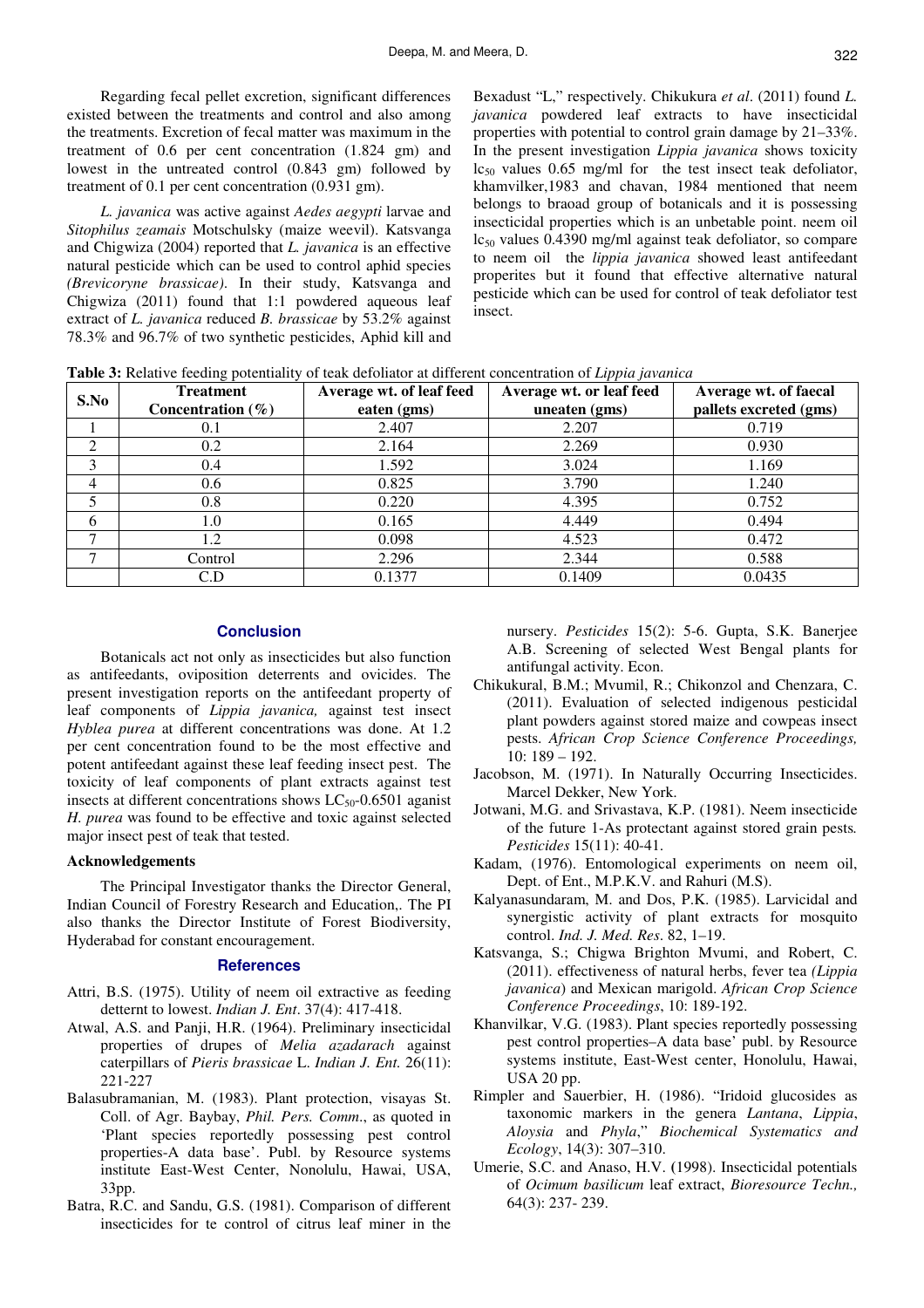Regarding fecal pellet excretion, significant differences existed between the treatments and control and also among the treatments. Excretion of fecal matter was maximum in the treatment of 0.6 per cent concentration (1.824 gm) and lowest in the untreated control (0.843 gm) followed by treatment of 0.1 per cent concentration (0.931 gm).

*L. javanica* was active against *Aedes aegypti* larvae and *Sitophilus zeamais* Motschulsky (maize weevil). Katsvanga and Chigwiza (2004) reported that *L. javanica* is an effective natural pesticide which can be used to control aphid species *(Brevicoryne brassicae)*. In their study, Katsvanga and Chigwiza (2011) found that 1:1 powdered aqueous leaf extract of *L. javanica* reduced *B. brassicae* by 53.2% against 78.3% and 96.7% of two synthetic pesticides, Aphid kill and Bexadust "L," respectively. Chikukura *et al*. (2011) found *L. javanica* powdered leaf extracts to have insecticidal properties with potential to control grain damage by 21–33%. In the present investigation *Lippia javanica* shows toxicity $lc_{50}$ values 0.65 mg/ml for the test insect teak defoliator, khamvilker,1983 and chavan, 1984 mentioned that neem belongs to braoad group of botanicals and it is possessing insecticidal properties which is an unbetable point. neem oil $lc_{50}$ values 0.4390 mg/ml against teak defoliator, so compare to neem oil the *lippia javanica* showed least antifeedant properites but it found that effective alternative natural pesticide which can be used for control of teak defoliator test insect.

**Table 3:** Relative feeding potentiality of teak defoliator at different concentration of *Lippia javanica*

| S.No | Treatment Concentration (%) | Average wt. of leaf feed eaten (gms) | Average wt. or leaf feed uneaten (gms) | Average wt. of faecal pallets excreted (gms) |
|---|---|---|---|---|
| 1 | 0.1 | 2.407 | 2.207 | 0.719 |
| 2 | 0.2 | 2.164 | 2.269 | 0.930 |
| 3 | 0.4 | 1.592 | 3.024 | 1.169 |
| 4 | 0.6 | 0.825 | 3.790 | 1.240 |
| 5 | 0.8 | 0.220 | 4.395 | 0.752 |
| 6 | 1.0 | 0.165 | 4.449 | 0.494 |
| 7 | 1.2 | 0.098 | 4.523 | 0.472 |
| 7 | Control | 2.296 | 2.344 | 0.588 |
| | C.D | 0.1377 | 0.1409 | 0.0435 |

## Conclusion

Botanicals act not only as insecticides but also function as antifeedants, oviposition deterrents and ovicides. The present investigation reports on the antifeedant property of leaf components of *Lippia javanica,* against test insect *Hyblea purea* at different concentrations was done. At 1.2 per cent concentration found to be the most effective and potent antifeedant against these leaf feeding insect pest. The toxicity of leaf components of plant extracts against test insects at different concentrations shows $LC_{50}$-0.6501 against *H. purea* was found to be effective and toxic against selected major insect pest of teak that tested.

### Acknowledgements

The Principal Investigator thanks the Director General, Indian Council of Forestry Research and Education,. The PI also thanks the Director Institute of Forest Biodiversity, Hyderabad for constant encouragement.

## References

Attri, B.S. (1975). Utility of neem oil extractive as feeding detternt to lowest. *Indian J. Ent*. 37(4): 417-418.

Atwal, A.S. and Panji, H.R. (1964). Preliminary insecticidal properties of drupes of *Melia azadarach* against caterpillars of *Pieris brassicae* L. *Indian J. Ent.* 26(11): 221-227

Balasubramanian, M. (1983). Plant protection, visayas St. Coll. of Agr. Baybay, *Phil. Pers. Comm*., as quoted in 'Plant species reportedly possessing pest control properties-A data base'. Publ. by Resource systems institute East-West Center, Nonolulu, Hawai, USA, 33pp.

Batra, R.C. and Sandu, G.S. (1981). Comparison of different insecticides for te control of citrus leaf miner in the nursery. *Pesticides* 15(2): 5-6. Gupta, S.K. Banerjee A.B. Screening of selected West Bengal plants for antifungal activity. Econ.

Chikukural, B.M.; Mvumil, R.; Chikonzol and Chenzara, C. (2011). Evaluation of selected indigenous pesticidal plant powders against stored maize and cowpeas insect pests. *African Crop Science Conference Proceedings,* 10: 189 – 192.

Jacobson, M. (1971). In Naturally Occurring Insecticides. Marcel Dekker, New York.

Jotwani, M.G. and Srivastava, K.P. (1981). Neem insecticide of the future 1-As protectant against stored grain pests*. Pesticides* 15(11): 40-41.

Kadam, (1976). Entomological experiments on neem oil, Dept. of Ent., M.P.K.V. and Rahuri (M.S).

Kalyanasundaram, M. and Dos, P.K. (1985). Larvicidal and synergistic activity of plant extracts for mosquito control. *Ind. J. Med. Res*. 82, 1–19.

Katsvanga, S.; Chigwa Brighton Mvumi, and Robert, C. (2011). effectiveness of natural herbs, fever tea *(Lippia javanica*) and Mexican marigold. *African Crop Science Conference Proceedings*, 10: 189-192.

Khanvilkar, V.G. (1983). Plant species reportedly possessing pest control properties–A data base' publ. by Resource systems institute, East-West center, Honolulu, Hawai, USA 20 pp.

Rimpler and Sauerbier, H. (1986). "Iridoid glucosides as taxonomic markers in the genera *Lantana*, *Lippia*, *Aloysia* and *Phyla*," *Biochemical Systematics and Ecology*, 14(3): 307–310.

Umerie, S.C. and Anaso, H.V. (1998). Insecticidal potentials of *Ocimum basilicum* leaf extract, *Bioresource Techn.,* 64(3): 237- 239.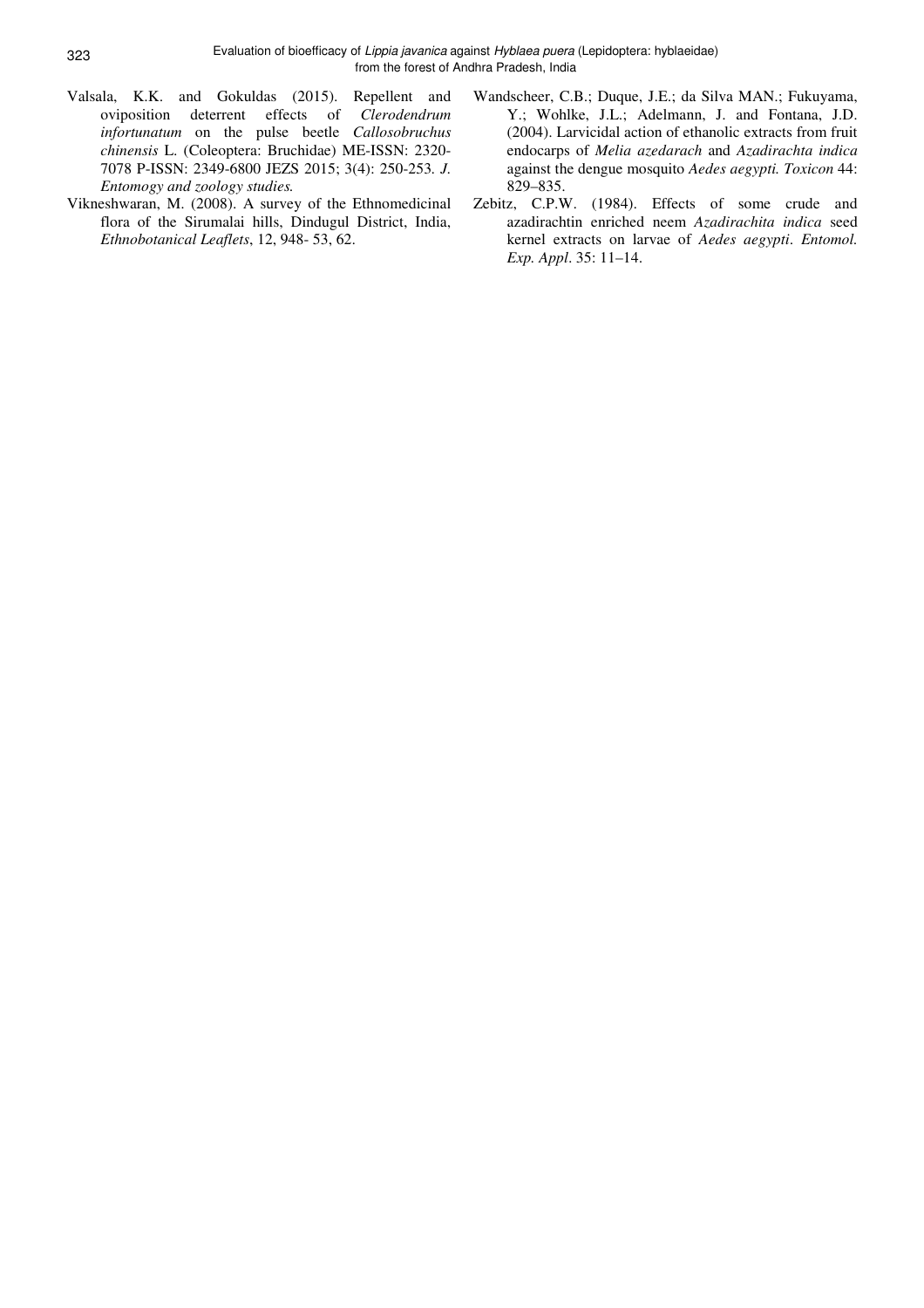Valsala, K.K. and Gokuldas (2015). Repellent and oviposition deterrent effects of *Clerodendrum infortunatum* on the pulse beetle *Callosobruchus chinensis* L. (Coleoptera: Bruchidae) ME-ISSN: 2320-7078 P-ISSN: 2349-6800 JEZS 2015; 3(4): 250-253*. J. Entomogy and zoology studies.*

Vikneshwaran, M. (2008). A survey of the Ethnomedicinal flora of the Sirumalai hills, Dindugul District, India, *Ethnobotanical Leaflets*, 12, 948- 53, 62.

Wandscheer, C.B.; Duque, J.E.; da Silva MAN.; Fukuyama, Y.; Wohlke, J.L.; Adelmann, J. and Fontana, J.D. (2004). Larvicidal action of ethanolic extracts from fruit endocarps of *Melia azedarach* and *Azadirachta indica* against the dengue mosquito *Aedes aegypti. Toxicon* 44: 829–835.

Zebitz, C.P.W. (1984). Effects of some crude and azadirachtin enriched neem *Azadirachita indica* seed kernel extracts on larvae of *Aedes aegypti*. *Entomol. Exp. Appl*. 35: 11–14.